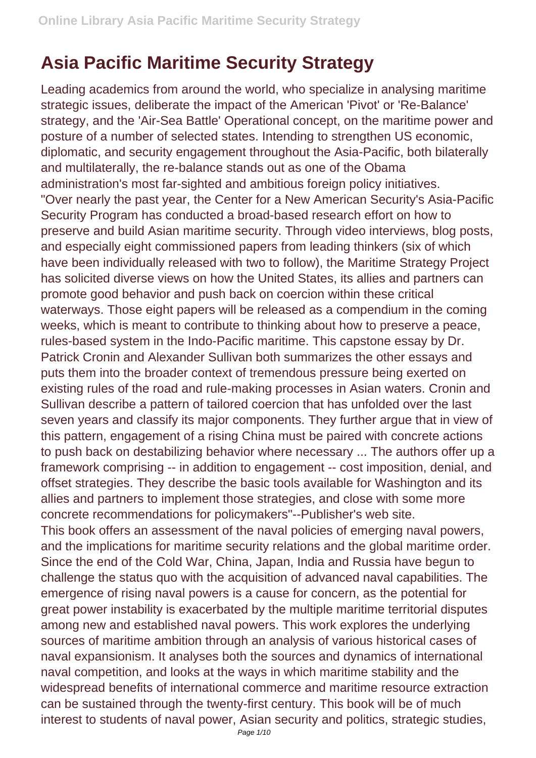# Asia Pacific Maritime Security Strategy

Leading academics from around the world, who specialize in analysing maritime strategic issues, deliberate the impact of the American 'Pivot' or 'Re-Balance' strategy, and the 'Air-Sea Battle' Operational concept, on the maritime power and posture of a number of selected states. Intending to strengthen US economic, diplomatic, and security engagement throughout the Asia-Pacific, both bilaterally and multilaterally, the re-balance stands out as one of the Obama administration's most far-sighted and ambitious foreign policy initiatives.

"Over nearly the past year, the Center for a New American Security's Asia-Pacific Security Program has conducted a broad-based research effort on how to preserve and build Asian maritime security. Through video interviews, blog posts, and especially eight commissioned papers from leading thinkers (six of which have been individually released with two to follow), the Maritime Strategy Project has solicited diverse views on how the United States, its allies and partners can promote good behavior and push back on coercion within these critical waterways. Those eight papers will be released as a compendium in the coming weeks, which is meant to contribute to thinking about how to preserve a peace, rules-based system in the Indo-Pacific maritime. This capstone essay by Dr. Patrick Cronin and Alexander Sullivan both summarizes the other essays and puts them into the broader context of tremendous pressure being exerted on existing rules of the road and rule-making processes in Asian waters. Cronin and Sullivan describe a pattern of tailored coercion that has unfolded over the last seven years and classify its major components. They further argue that in view of this pattern, engagement of a rising China must be paired with concrete actions to push back on destabilizing behavior where necessary ... The authors offer up a framework comprising -- in addition to engagement -- cost imposition, denial, and offset strategies. They describe the basic tools available for Washington and its allies and partners to implement those strategies, and close with some more concrete recommendations for policymakers"--Publisher's web site.

This book offers an assessment of the naval policies of emerging naval powers, and the implications for maritime security relations and the global maritime order. Since the end of the Cold War, China, Japan, India and Russia have begun to challenge the status quo with the acquisition of advanced naval capabilities. The emergence of rising naval powers is a cause for concern, as the potential for great power instability is exacerbated by the multiple maritime territorial disputes among new and established naval powers. This work explores the underlying sources of maritime ambition through an analysis of various historical cases of naval expansionism. It analyses both the sources and dynamics of international naval competition, and looks at the ways in which maritime stability and the widespread benefits of international commerce and maritime resource extraction can be sustained through the twenty-first century. This book will be of much interest to students of naval power, Asian security and politics, strategic studies,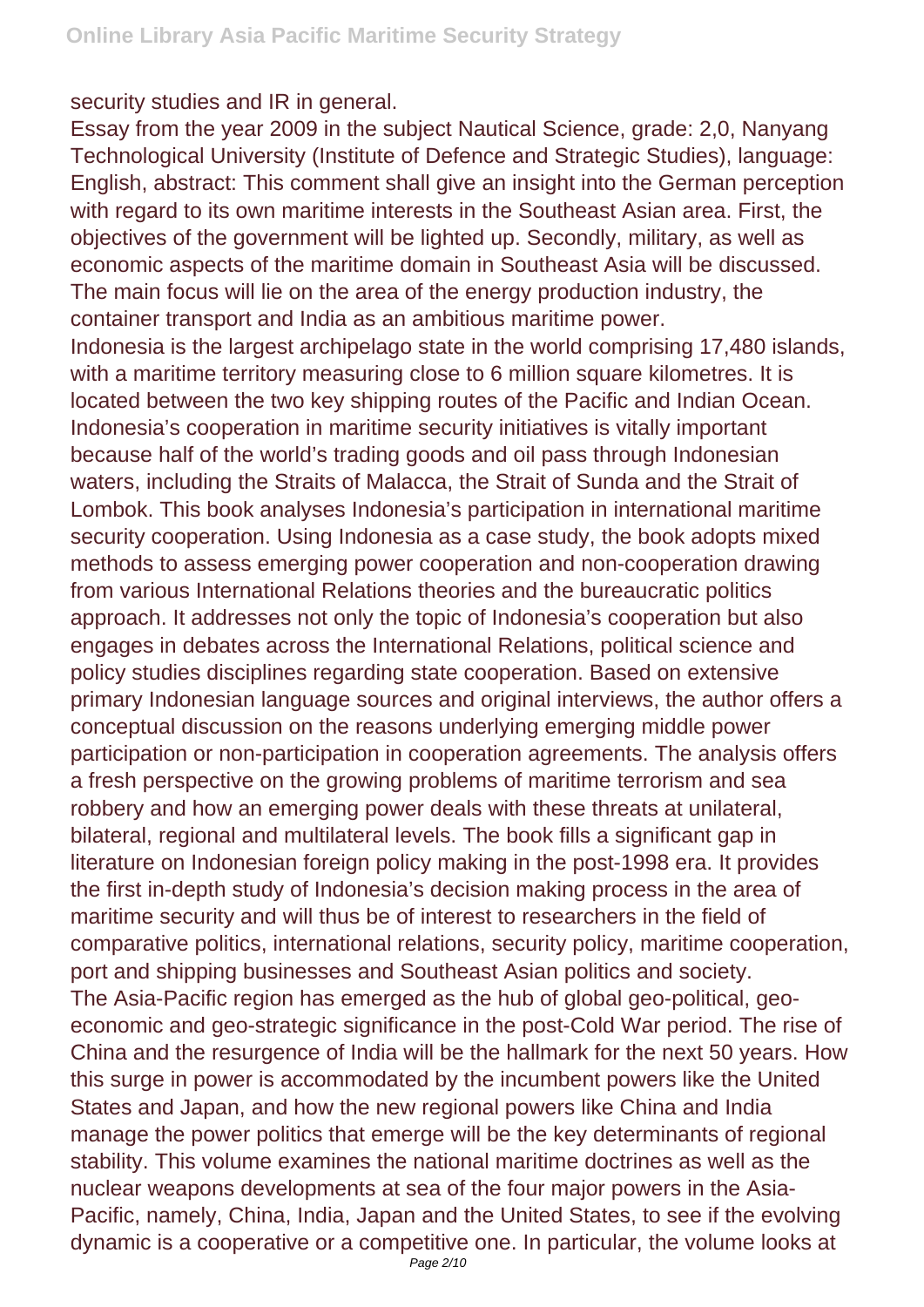security studies and IR in general.

Essay from the year 2009 in the subject Nautical Science, grade: 2,0, Nanyang Technological University (Institute of Defence and Strategic Studies), language: English, abstract: This comment shall give an insight into the German perception with regard to its own maritime interests in the Southeast Asian area. First, the objectives of the government will be lighted up. Secondly, military, as well as economic aspects of the maritime domain in Southeast Asia will be discussed. The main focus will lie on the area of the energy production industry, the container transport and India as an ambitious maritime power.

Indonesia is the largest archipelago state in the world comprising 17,480 islands, with a maritime territory measuring close to 6 million square kilometres. It is located between the two key shipping routes of the Pacific and Indian Ocean. Indonesia's cooperation in maritime security initiatives is vitally important because half of the world's trading goods and oil pass through Indonesian waters, including the Straits of Malacca, the Strait of Sunda and the Strait of Lombok. This book analyses Indonesia's participation in international maritime security cooperation. Using Indonesia as a case study, the book adopts mixed methods to assess emerging power cooperation and non-cooperation drawing from various International Relations theories and the bureaucratic politics approach. It addresses not only the topic of Indonesia's cooperation but also engages in debates across the International Relations, political science and policy studies disciplines regarding state cooperation. Based on extensive primary Indonesian language sources and original interviews, the author offers a conceptual discussion on the reasons underlying emerging middle power participation or non-participation in cooperation agreements. The analysis offers a fresh perspective on the growing problems of maritime terrorism and sea robbery and how an emerging power deals with these threats at unilateral, bilateral, regional and multilateral levels. The book fills a significant gap in literature on Indonesian foreign policy making in the post-1998 era. It provides the first in-depth study of Indonesia's decision making process in the area of maritime security and will thus be of interest to researchers in the field of comparative politics, international relations, security policy, maritime cooperation, port and shipping businesses and Southeast Asian politics and society.

The Asia-Pacific region has emerged as the hub of global geo-political, geo-economic and geo-strategic significance in the post-Cold War period. The rise of China and the resurgence of India will be the hallmark for the next 50 years. How this surge in power is accommodated by the incumbent powers like the United States and Japan, and how the new regional powers like China and India manage the power politics that emerge will be the key determinants of regional stability. This volume examines the national maritime doctrines as well as the nuclear weapons developments at sea of the four major powers in the Asia-Pacific, namely, China, India, Japan and the United States, to see if the evolving dynamic is a cooperative or a competitive one. In particular, the volume looks at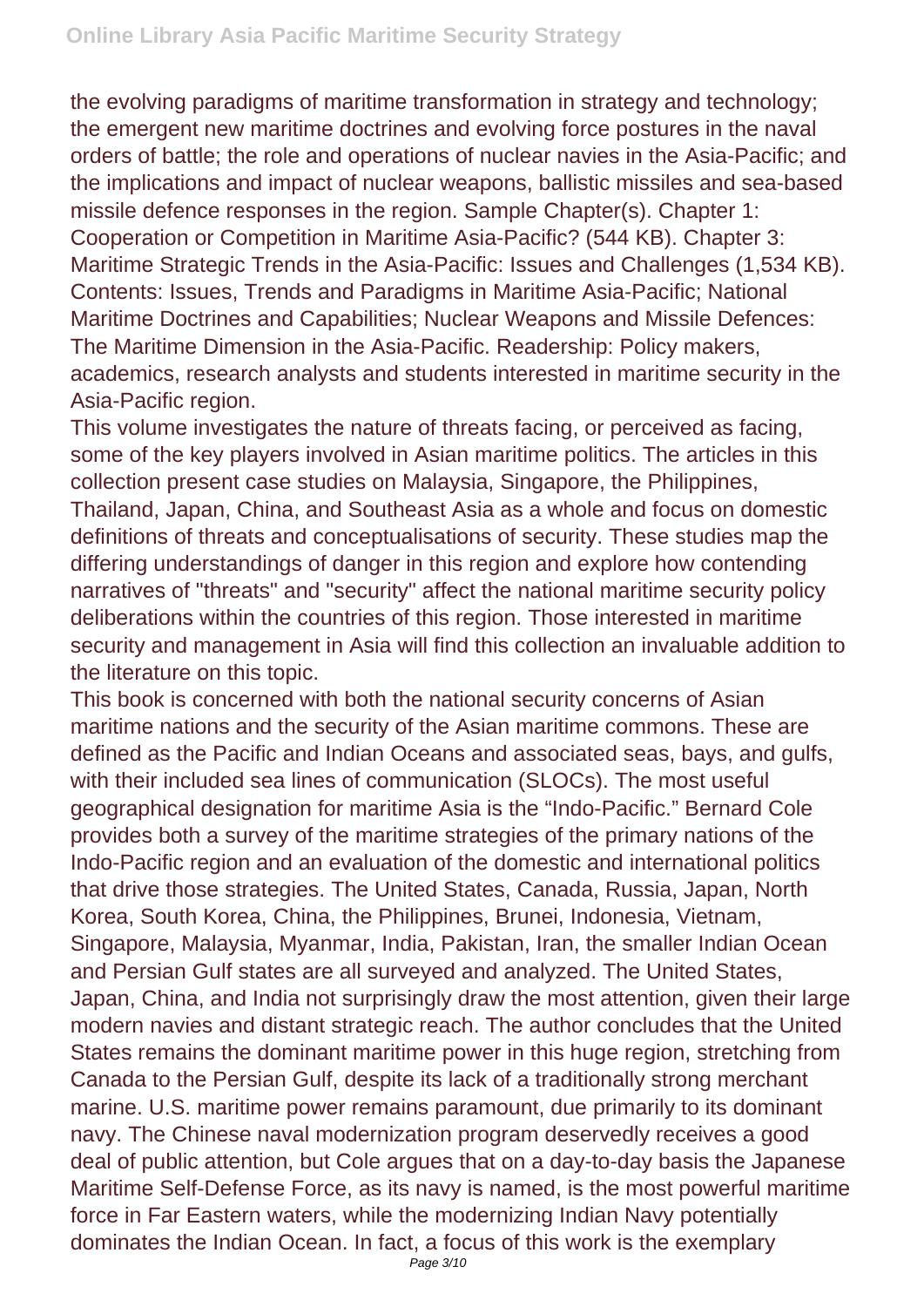the evolving paradigms of maritime transformation in strategy and technology; the emergent new maritime doctrines and evolving force postures in the naval orders of battle; the role and operations of nuclear navies in the Asia-Pacific; and the implications and impact of nuclear weapons, ballistic missiles and sea-based missile defence responses in the region. Sample Chapter(s). Chapter 1: Cooperation or Competition in Maritime Asia-Pacific? (544 KB). Chapter 3: Maritime Strategic Trends in the Asia-Pacific: Issues and Challenges (1,534 KB). Contents: Issues, Trends and Paradigms in Maritime Asia-Pacific; National Maritime Doctrines and Capabilities; Nuclear Weapons and Missile Defences: The Maritime Dimension in the Asia-Pacific. Readership: Policy makers, academics, research analysts and students interested in maritime security in the Asia-Pacific region.

This volume investigates the nature of threats facing, or perceived as facing, some of the key players involved in Asian maritime politics. The articles in this collection present case studies on Malaysia, Singapore, the Philippines, Thailand, Japan, China, and Southeast Asia as a whole and focus on domestic definitions of threats and conceptualisations of security. These studies map the differing understandings of danger in this region and explore how contending narratives of "threats" and "security" affect the national maritime security policy deliberations within the countries of this region. Those interested in maritime security and management in Asia will find this collection an invaluable addition to the literature on this topic.

This book is concerned with both the national security concerns of Asian maritime nations and the security of the Asian maritime commons. These are defined as the Pacific and Indian Oceans and associated seas, bays, and gulfs, with their included sea lines of communication (SLOCs). The most useful geographical designation for maritime Asia is the "Indo-Pacific." Bernard Cole provides both a survey of the maritime strategies of the primary nations of the Indo-Pacific region and an evaluation of the domestic and international politics that drive those strategies. The United States, Canada, Russia, Japan, North Korea, South Korea, China, the Philippines, Brunei, Indonesia, Vietnam, Singapore, Malaysia, Myanmar, India, Pakistan, Iran, the smaller Indian Ocean and Persian Gulf states are all surveyed and analyzed. The United States, Japan, China, and India not surprisingly draw the most attention, given their large modern navies and distant strategic reach. The author concludes that the United States remains the dominant maritime power in this huge region, stretching from Canada to the Persian Gulf, despite its lack of a traditionally strong merchant marine. U.S. maritime power remains paramount, due primarily to its dominant navy. The Chinese naval modernization program deservedly receives a good deal of public attention, but Cole argues that on a day-to-day basis the Japanese Maritime Self-Defense Force, as its navy is named, is the most powerful maritime force in Far Eastern waters, while the modernizing Indian Navy potentially dominates the Indian Ocean. In fact, a focus of this work is the exemplary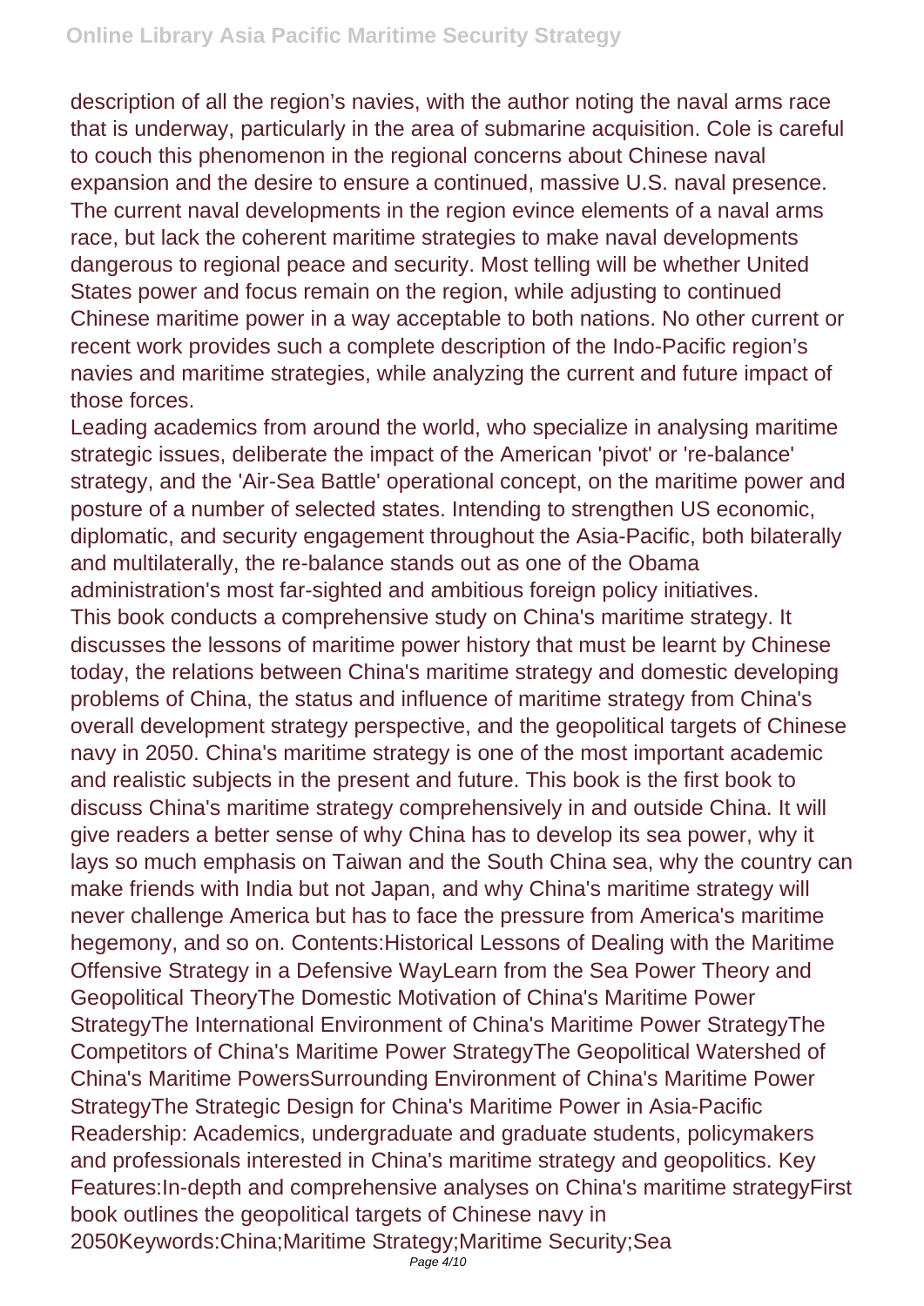description of all the region's navies, with the author noting the naval arms race that is underway, particularly in the area of submarine acquisition. Cole is careful to couch this phenomenon in the regional concerns about Chinese naval expansion and the desire to ensure a continued, massive U.S. naval presence. The current naval developments in the region evince elements of a naval arms race, but lack the coherent maritime strategies to make naval developments dangerous to regional peace and security. Most telling will be whether United States power and focus remain on the region, while adjusting to continued Chinese maritime power in a way acceptable to both nations. No other current or recent work provides such a complete description of the Indo-Pacific region's navies and maritime strategies, while analyzing the current and future impact of those forces.

Leading academics from around the world, who specialize in analysing maritime strategic issues, deliberate the impact of the American 'pivot' or 're-balance' strategy, and the 'Air-Sea Battle' operational concept, on the maritime power and posture of a number of selected states. Intending to strengthen US economic, diplomatic, and security engagement throughout the Asia-Pacific, both bilaterally and multilaterally, the re-balance stands out as one of the Obama administration's most far-sighted and ambitious foreign policy initiatives.

This book conducts a comprehensive study on China's maritime strategy. It discusses the lessons of maritime power history that must be learnt by Chinese today, the relations between China's maritime strategy and domestic developing problems of China, the status and influence of maritime strategy from China's overall development strategy perspective, and the geopolitical targets of Chinese navy in 2050. China's maritime strategy is one of the most important academic and realistic subjects in the present and future. This book is the first book to discuss China's maritime strategy comprehensively in and outside China. It will give readers a better sense of why China has to develop its sea power, why it lays so much emphasis on Taiwan and the South China sea, why the country can make friends with India but not Japan, and why China's maritime strategy will never challenge America but has to face the pressure from America's maritime hegemony, and so on. Contents:Historical Lessons of Dealing with the Maritime Offensive Strategy in a Defensive WayLearn from the Sea Power Theory and Geopolitical TheoryThe Domestic Motivation of China's Maritime Power StrategyThe International Environment of China's Maritime Power StrategyThe Competitors of China's Maritime Power StrategyThe Geopolitical Watershed of China's Maritime PowersSurrounding Environment of China's Maritime Power StrategyThe Strategic Design for China's Maritime Power in Asia-Pacific Readership: Academics, undergraduate and graduate students, policymakers and professionals interested in China's maritime strategy and geopolitics. Key Features:In-depth and comprehensive analyses on China's maritime strategyFirst book outlines the geopolitical targets of Chinese navy in 2050Keywords:China;Maritime Strategy;Maritime Security;Sea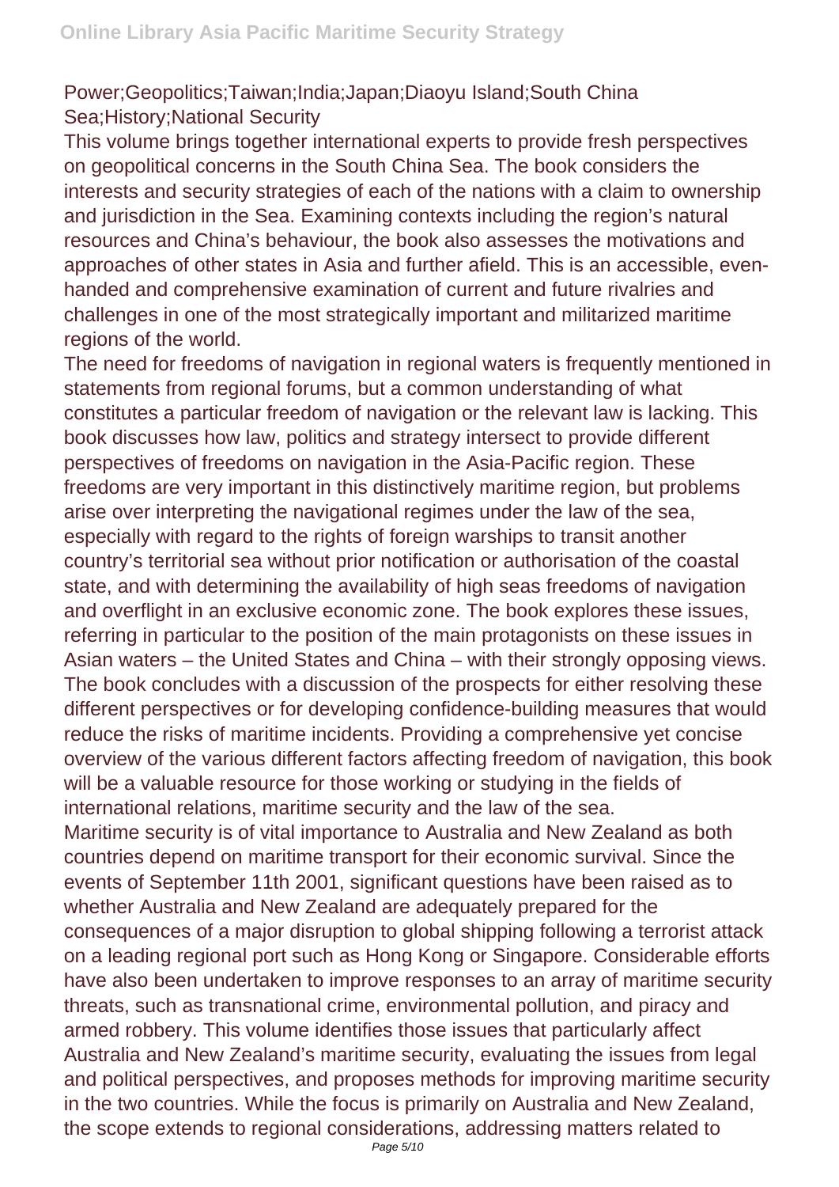Power;Geopolitics;Taiwan;India;Japan;Diaoyu Island;South China Sea;History;National Security

This volume brings together international experts to provide fresh perspectives on geopolitical concerns in the South China Sea. The book considers the interests and security strategies of each of the nations with a claim to ownership and jurisdiction in the Sea. Examining contexts including the region's natural resources and China's behaviour, the book also assesses the motivations and approaches of other states in Asia and further afield. This is an accessible, even-handed and comprehensive examination of current and future rivalries and challenges in one of the most strategically important and militarized maritime regions of the world.

The need for freedoms of navigation in regional waters is frequently mentioned in statements from regional forums, but a common understanding of what constitutes a particular freedom of navigation or the relevant law is lacking. This book discusses how law, politics and strategy intersect to provide different perspectives of freedoms on navigation in the Asia-Pacific region. These freedoms are very important in this distinctively maritime region, but problems arise over interpreting the navigational regimes under the law of the sea, especially with regard to the rights of foreign warships to transit another country's territorial sea without prior notification or authorisation of the coastal state, and with determining the availability of high seas freedoms of navigation and overflight in an exclusive economic zone. The book explores these issues, referring in particular to the position of the main protagonists on these issues in Asian waters – the United States and China – with their strongly opposing views. The book concludes with a discussion of the prospects for either resolving these different perspectives or for developing confidence-building measures that would reduce the risks of maritime incidents. Providing a comprehensive yet concise overview of the various different factors affecting freedom of navigation, this book will be a valuable resource for those working or studying in the fields of international relations, maritime security and the law of the sea.

Maritime security is of vital importance to Australia and New Zealand as both countries depend on maritime transport for their economic survival. Since the events of September 11th 2001, significant questions have been raised as to whether Australia and New Zealand are adequately prepared for the consequences of a major disruption to global shipping following a terrorist attack on a leading regional port such as Hong Kong or Singapore. Considerable efforts have also been undertaken to improve responses to an array of maritime security threats, such as transnational crime, environmental pollution, and piracy and armed robbery. This volume identifies those issues that particularly affect Australia and New Zealand's maritime security, evaluating the issues from legal and political perspectives, and proposes methods for improving maritime security in the two countries. While the focus is primarily on Australia and New Zealand, the scope extends to regional considerations, addressing matters related to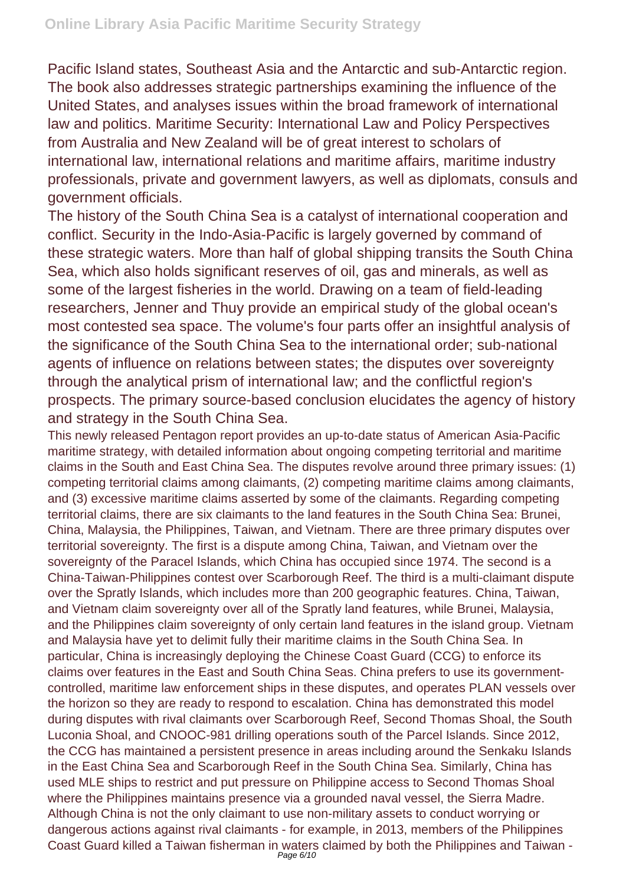Pacific Island states, Southeast Asia and the Antarctic and sub-Antarctic region. The book also addresses strategic partnerships examining the influence of the United States, and analyses issues within the broad framework of international law and politics. Maritime Security: International Law and Policy Perspectives from Australia and New Zealand will be of great interest to scholars of international law, international relations and maritime affairs, maritime industry professionals, private and government lawyers, as well as diplomats, consuls and government officials.

The history of the South China Sea is a catalyst of international cooperation and conflict. Security in the Indo-Asia-Pacific is largely governed by command of these strategic waters. More than half of global shipping transits the South China Sea, which also holds significant reserves of oil, gas and minerals, as well as some of the largest fisheries in the world. Drawing on a team of field-leading researchers, Jenner and Thuy provide an empirical study of the global ocean's most contested sea space. The volume's four parts offer an insightful analysis of the significance of the South China Sea to the international order; sub-national agents of influence on relations between states; the disputes over sovereignty through the analytical prism of international law; and the conflictful region's prospects. The primary source-based conclusion elucidates the agency of history and strategy in the South China Sea.

This newly released Pentagon report provides an up-to-date status of American Asia-Pacific maritime strategy, with detailed information about ongoing competing territorial and maritime claims in the South and East China Sea. The disputes revolve around three primary issues: (1) competing territorial claims among claimants, (2) competing maritime claims among claimants, and (3) excessive maritime claims asserted by some of the claimants. Regarding competing territorial claims, there are six claimants to the land features in the South China Sea: Brunei, China, Malaysia, the Philippines, Taiwan, and Vietnam. There are three primary disputes over territorial sovereignty. The first is a dispute among China, Taiwan, and Vietnam over the sovereignty of the Paracel Islands, which China has occupied since 1974. The second is a China-Taiwan-Philippines contest over Scarborough Reef. The third is a multi-claimant dispute over the Spratly Islands, which includes more than 200 geographic features. China, Taiwan, and Vietnam claim sovereignty over all of the Spratly land features, while Brunei, Malaysia, and the Philippines claim sovereignty of only certain land features in the island group. Vietnam and Malaysia have yet to delimit fully their maritime claims in the South China Sea. In particular, China is increasingly deploying the Chinese Coast Guard (CCG) to enforce its claims over features in the East and South China Seas. China prefers to use its government-controlled, maritime law enforcement ships in these disputes, and operates PLAN vessels over the horizon so they are ready to respond to escalation. China has demonstrated this model during disputes with rival claimants over Scarborough Reef, Second Thomas Shoal, the South Luconia Shoal, and CNOOC-981 drilling operations south of the Parcel Islands. Since 2012, the CCG has maintained a persistent presence in areas including around the Senkaku Islands in the East China Sea and Scarborough Reef in the South China Sea. Similarly, China has used MLE ships to restrict and put pressure on Philippine access to Second Thomas Shoal where the Philippines maintains presence via a grounded naval vessel, the Sierra Madre. Although China is not the only claimant to use non-military assets to conduct worrying or dangerous actions against rival claimants - for example, in 2013, members of the Philippines Coast Guard killed a Taiwan fisherman in waters claimed by both the Philippines and Taiwan -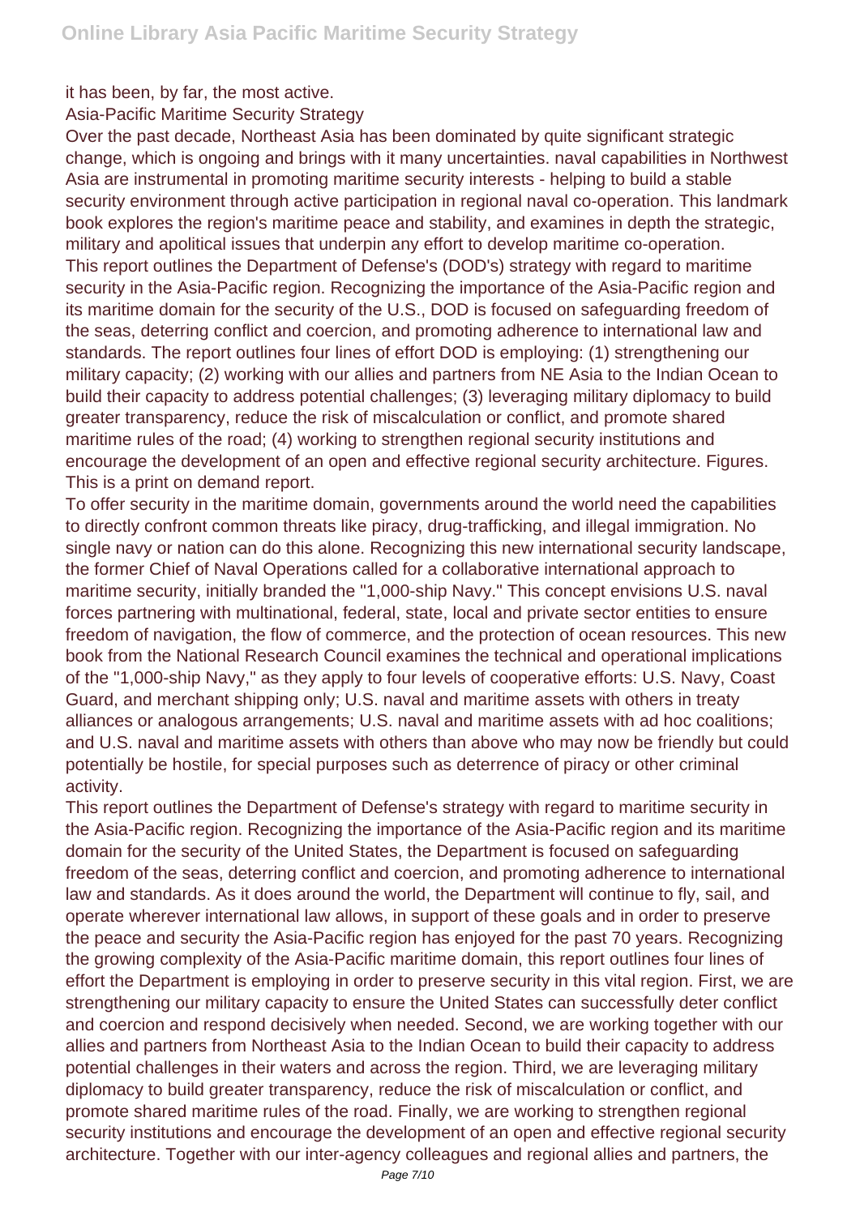it has been, by far, the most active.

Asia-Pacific Maritime Security Strategy

Over the past decade, Northeast Asia has been dominated by quite significant strategic change, which is ongoing and brings with it many uncertainties. naval capabilities in Northwest Asia are instrumental in promoting maritime security interests - helping to build a stable security environment through active participation in regional naval co-operation. This landmark book explores the region's maritime peace and stability, and examines in depth the strategic, military and apolitical issues that underpin any effort to develop maritime co-operation.

This report outlines the Department of Defense's (DOD's) strategy with regard to maritime security in the Asia-Pacific region. Recognizing the importance of the Asia-Pacific region and its maritime domain for the security of the U.S., DOD is focused on safeguarding freedom of the seas, deterring conflict and coercion, and promoting adherence to international law and standards. The report outlines four lines of effort DOD is employing: (1) strengthening our military capacity; (2) working with our allies and partners from NE Asia to the Indian Ocean to build their capacity to address potential challenges; (3) leveraging military diplomacy to build greater transparency, reduce the risk of miscalculation or conflict, and promote shared maritime rules of the road; (4) working to strengthen regional security institutions and encourage the development of an open and effective regional security architecture. Figures. This is a print on demand report.

To offer security in the maritime domain, governments around the world need the capabilities to directly confront common threats like piracy, drug-trafficking, and illegal immigration. No single navy or nation can do this alone. Recognizing this new international security landscape, the former Chief of Naval Operations called for a collaborative international approach to maritime security, initially branded the "1,000-ship Navy." This concept envisions U.S. naval forces partnering with multinational, federal, state, local and private sector entities to ensure freedom of navigation, the flow of commerce, and the protection of ocean resources. This new book from the National Research Council examines the technical and operational implications of the "1,000-ship Navy," as they apply to four levels of cooperative efforts: U.S. Navy, Coast Guard, and merchant shipping only; U.S. naval and maritime assets with others in treaty alliances or analogous arrangements; U.S. naval and maritime assets with ad hoc coalitions; and U.S. naval and maritime assets with others than above who may now be friendly but could potentially be hostile, for special purposes such as deterrence of piracy or other criminal activity.

This report outlines the Department of Defense's strategy with regard to maritime security in the Asia-Pacific region. Recognizing the importance of the Asia-Pacific region and its maritime domain for the security of the United States, the Department is focused on safeguarding freedom of the seas, deterring conflict and coercion, and promoting adherence to international law and standards. As it does around the world, the Department will continue to fly, sail, and operate wherever international law allows, in support of these goals and in order to preserve the peace and security the Asia-Pacific region has enjoyed for the past 70 years. Recognizing the growing complexity of the Asia-Pacific maritime domain, this report outlines four lines of effort the Department is employing in order to preserve security in this vital region. First, we are strengthening our military capacity to ensure the United States can successfully deter conflict and coercion and respond decisively when needed. Second, we are working together with our allies and partners from Northeast Asia to the Indian Ocean to build their capacity to address potential challenges in their waters and across the region. Third, we are leveraging military diplomacy to build greater transparency, reduce the risk of miscalculation or conflict, and promote shared maritime rules of the road. Finally, we are working to strengthen regional security institutions and encourage the development of an open and effective regional security architecture. Together with our inter-agency colleagues and regional allies and partners, the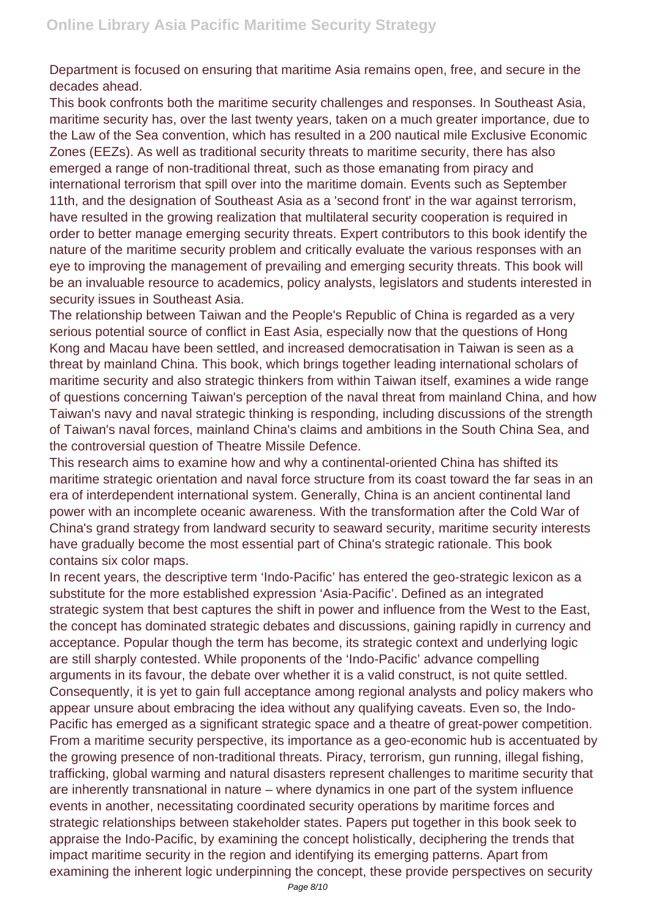Department is focused on ensuring that maritime Asia remains open, free, and secure in the decades ahead.

This book confronts both the maritime security challenges and responses. In Southeast Asia, maritime security has, over the last twenty years, taken on a much greater importance, due to the Law of the Sea convention, which has resulted in a 200 nautical mile Exclusive Economic Zones (EEZs). As well as traditional security threats to maritime security, there has also emerged a range of non-traditional threat, such as those emanating from piracy and international terrorism that spill over into the maritime domain. Events such as September 11th, and the designation of Southeast Asia as a 'second front' in the war against terrorism, have resulted in the growing realization that multilateral security cooperation is required in order to better manage emerging security threats. Expert contributors to this book identify the nature of the maritime security problem and critically evaluate the various responses with an eye to improving the management of prevailing and emerging security threats. This book will be an invaluable resource to academics, policy analysts, legislators and students interested in security issues in Southeast Asia.

The relationship between Taiwan and the People's Republic of China is regarded as a very serious potential source of conflict in East Asia, especially now that the questions of Hong Kong and Macau have been settled, and increased democratisation in Taiwan is seen as a threat by mainland China. This book, which brings together leading international scholars of maritime security and also strategic thinkers from within Taiwan itself, examines a wide range of questions concerning Taiwan's perception of the naval threat from mainland China, and how Taiwan's navy and naval strategic thinking is responding, including discussions of the strength of Taiwan's naval forces, mainland China's claims and ambitions in the South China Sea, and the controversial question of Theatre Missile Defence.

This research aims to examine how and why a continental-oriented China has shifted its maritime strategic orientation and naval force structure from its coast toward the far seas in an era of interdependent international system. Generally, China is an ancient continental land power with an incomplete oceanic awareness. With the transformation after the Cold War of China's grand strategy from landward security to seaward security, maritime security interests have gradually become the most essential part of China's strategic rationale. This book contains six color maps.

In recent years, the descriptive term 'Indo-Pacific' has entered the geo-strategic lexicon as a substitute for the more established expression 'Asia-Pacific'. Defined as an integrated strategic system that best captures the shift in power and influence from the West to the East, the concept has dominated strategic debates and discussions, gaining rapidly in currency and acceptance. Popular though the term has become, its strategic context and underlying logic are still sharply contested. While proponents of the 'Indo-Pacific' advance compelling arguments in its favour, the debate over whether it is a valid construct, is not quite settled. Consequently, it is yet to gain full acceptance among regional analysts and policy makers who appear unsure about embracing the idea without any qualifying caveats. Even so, the Indo-Pacific has emerged as a significant strategic space and a theatre of great-power competition. From a maritime security perspective, its importance as a geo-economic hub is accentuated by the growing presence of non-traditional threats. Piracy, terrorism, gun running, illegal fishing, trafficking, global warming and natural disasters represent challenges to maritime security that are inherently transnational in nature – where dynamics in one part of the system influence events in another, necessitating coordinated security operations by maritime forces and strategic relationships between stakeholder states. Papers put together in this book seek to appraise the Indo-Pacific, by examining the concept holistically, deciphering the trends that impact maritime security in the region and identifying its emerging patterns. Apart from examining the inherent logic underpinning the concept, these provide perspectives on security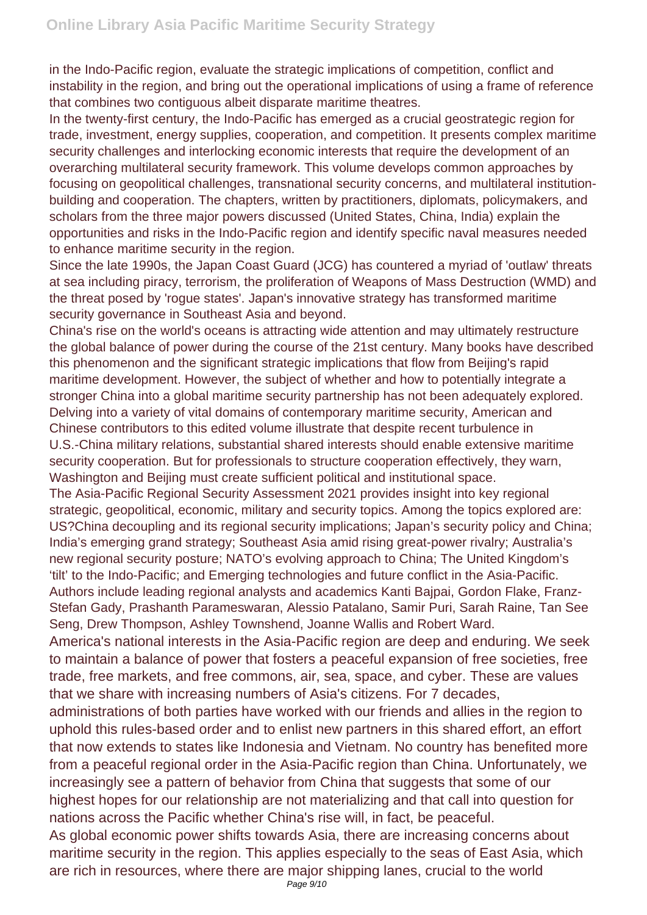in the Indo-Pacific region, evaluate the strategic implications of competition, conflict and instability in the region, and bring out the operational implications of using a frame of reference that combines two contiguous albeit disparate maritime theatres.

In the twenty-first century, the Indo-Pacific has emerged as a crucial geostrategic region for trade, investment, energy supplies, cooperation, and competition. It presents complex maritime security challenges and interlocking economic interests that require the development of an overarching multilateral security framework. This volume develops common approaches by focusing on geopolitical challenges, transnational security concerns, and multilateral institution-building and cooperation. The chapters, written by practitioners, diplomats, policymakers, and scholars from the three major powers discussed (United States, China, India) explain the opportunities and risks in the Indo-Pacific region and identify specific naval measures needed to enhance maritime security in the region.

Since the late 1990s, the Japan Coast Guard (JCG) has countered a myriad of 'outlaw' threats at sea including piracy, terrorism, the proliferation of Weapons of Mass Destruction (WMD) and the threat posed by 'rogue states'. Japan's innovative strategy has transformed maritime security governance in Southeast Asia and beyond.

China's rise on the world's oceans is attracting wide attention and may ultimately restructure the global balance of power during the course of the 21st century. Many books have described this phenomenon and the significant strategic implications that flow from Beijing's rapid maritime development. However, the subject of whether and how to potentially integrate a stronger China into a global maritime security partnership has not been adequately explored. Delving into a variety of vital domains of contemporary maritime security, American and Chinese contributors to this edited volume illustrate that despite recent turbulence in U.S.-China military relations, substantial shared interests should enable extensive maritime security cooperation. But for professionals to structure cooperation effectively, they warn, Washington and Beijing must create sufficient political and institutional space.

The Asia-Pacific Regional Security Assessment 2021 provides insight into key regional strategic, geopolitical, economic, military and security topics. Among the topics explored are: US?China decoupling and its regional security implications; Japan's security policy and China; India's emerging grand strategy; Southeast Asia amid rising great-power rivalry; Australia's new regional security posture; NATO's evolving approach to China; The United Kingdom's 'tilt' to the Indo-Pacific; and Emerging technologies and future conflict in the Asia-Pacific. Authors include leading regional analysts and academics Kanti Bajpai, Gordon Flake, Franz-Stefan Gady, Prashanth Parameswaran, Alessio Patalano, Samir Puri, Sarah Raine, Tan See Seng, Drew Thompson, Ashley Townshend, Joanne Wallis and Robert Ward.

America's national interests in the Asia-Pacific region are deep and enduring. We seek to maintain a balance of power that fosters a peaceful expansion of free societies, free trade, free markets, and free commons, air, sea, space, and cyber. These are values that we share with increasing numbers of Asia's citizens. For 7 decades, administrations of both parties have worked with our friends and allies in the region to uphold this rules-based order and to enlist new partners in this shared effort, an effort that now extends to states like Indonesia and Vietnam. No country has benefited more from a peaceful regional order in the Asia-Pacific region than China. Unfortunately, we increasingly see a pattern of behavior from China that suggests that some of our highest hopes for our relationship are not materializing and that call into question for nations across the Pacific whether China's rise will, in fact, be peaceful.

As global economic power shifts towards Asia, there are increasing concerns about maritime security in the region. This applies especially to the seas of East Asia, which are rich in resources, where there are major shipping lanes, crucial to the world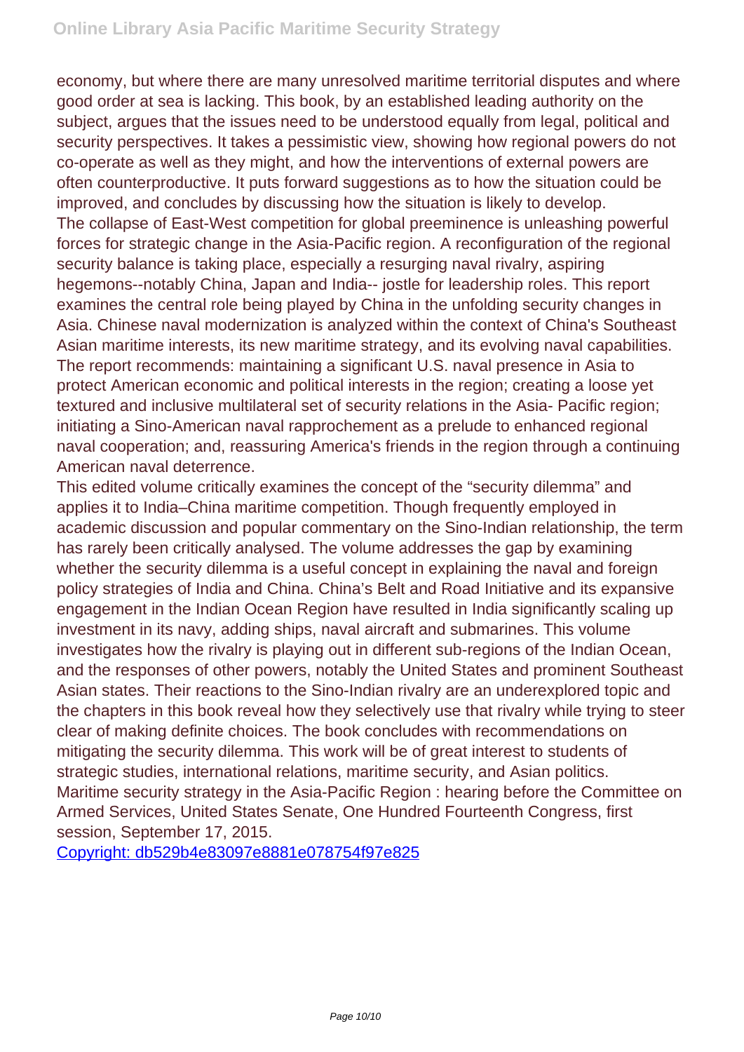economy, but where there are many unresolved maritime territorial disputes and where good order at sea is lacking. This book, by an established leading authority on the subject, argues that the issues need to be understood equally from legal, political and security perspectives. It takes a pessimistic view, showing how regional powers do not co-operate as well as they might, and how the interventions of external powers are often counterproductive. It puts forward suggestions as to how the situation could be improved, and concludes by discussing how the situation is likely to develop.

The collapse of East-West competition for global preeminence is unleashing powerful forces for strategic change in the Asia-Pacific region. A reconfiguration of the regional security balance is taking place, especially a resurging naval rivalry, aspiring hegemons--notably China, Japan and India-- jostle for leadership roles. This report examines the central role being played by China in the unfolding security changes in Asia. Chinese naval modernization is analyzed within the context of China's Southeast Asian maritime interests, its new maritime strategy, and its evolving naval capabilities. The report recommends: maintaining a significant U.S. naval presence in Asia to protect American economic and political interests in the region; creating a loose yet textured and inclusive multilateral set of security relations in the Asia- Pacific region; initiating a Sino-American naval rapprochement as a prelude to enhanced regional naval cooperation; and, reassuring America's friends in the region through a continuing American naval deterrence.

This edited volume critically examines the concept of the "security dilemma" and applies it to India–China maritime competition. Though frequently employed in academic discussion and popular commentary on the Sino-Indian relationship, the term has rarely been critically analysed. The volume addresses the gap by examining whether the security dilemma is a useful concept in explaining the naval and foreign policy strategies of India and China. China's Belt and Road Initiative and its expansive engagement in the Indian Ocean Region have resulted in India significantly scaling up investment in its navy, adding ships, naval aircraft and submarines. This volume investigates how the rivalry is playing out in different sub-regions of the Indian Ocean, and the responses of other powers, notably the United States and prominent Southeast Asian states. Their reactions to the Sino-Indian rivalry are an underexplored topic and the chapters in this book reveal how they selectively use that rivalry while trying to steer clear of making definite choices. The book concludes with recommendations on mitigating the security dilemma. This work will be of great interest to students of strategic studies, international relations, maritime security, and Asian politics.

Maritime security strategy in the Asia-Pacific Region : hearing before the Committee on Armed Services, United States Senate, One Hundred Fourteenth Congress, first session, September 17, 2015.

Copyright: db529b4e83097e8881e078754f97e825